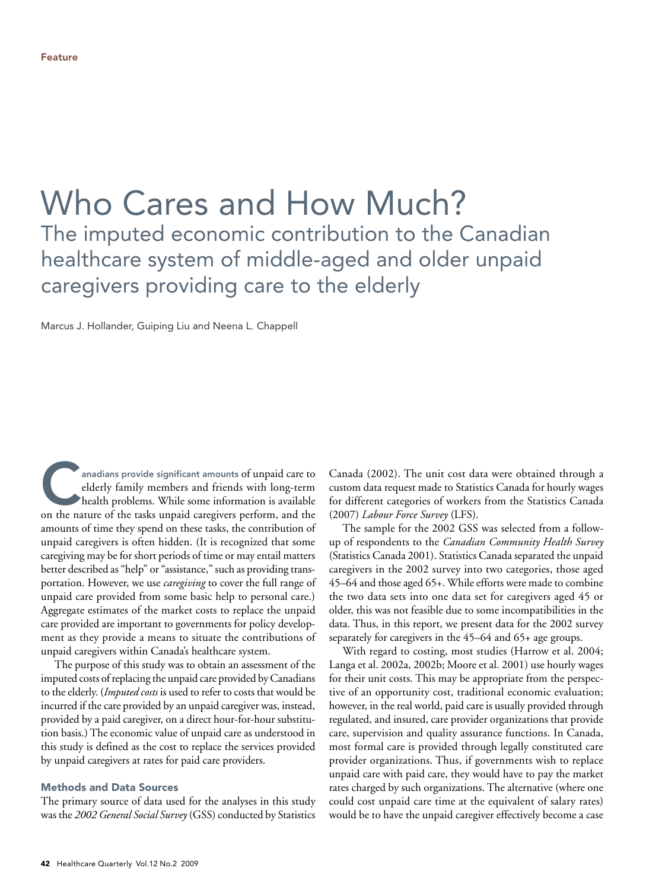Feature

# Who Cares and How Much?

## The imputed economic contribution to the Canadian healthcare system of middle-aged and older unpaid caregivers providing care to the elderly

Marcus J. Hollander, Guiping Liu and Neena L. Chappell

**Canadians provide significant amounts** of unpaid care to elderly family members and friends with long-term health problems. While some information is available on the nature of the tasks unpaid caregivers perform, and the amounts of time they spend on these tasks, the contribution of unpaid caregivers is often hidden. (It is recognized that some caregiving may be for short periods of time or may entail matters better described as "help" or "assistance," such as providing transportation. However, we use *caregiving* to cover the full range of unpaid care provided from some basic help to personal care.) Aggregate estimates of the market costs to replace the unpaid care provided are important to governments for policy development as they provide a means to situate the contributions of unpaid caregivers within Canada's healthcare system.

The purpose of this study was to obtain an assessment of the imputed costs of replacing the unpaid care provided by Canadians to the elderly. (*Imputed costs* is used to refer to costs that would be incurred if the care provided by an unpaid caregiver was, instead, provided by a paid caregiver, on a direct hour-for-hour substitution basis.) The economic value of unpaid care as understood in this study is defined as the cost to replace the services provided by unpaid caregivers at rates for paid care providers.

### Methods and Data Sources

The primary source of data used for the analyses in this study was the *2002 General Social Survey* (GSS) conducted by Statistics Canada (2002). The unit cost data were obtained through a custom data request made to Statistics Canada for hourly wages for different categories of workers from the Statistics Canada (2007) *Labour Force Survey* (LFS).

The sample for the 2002 GSS was selected from a follow-up of respondents to the *Canadian Community Health Survey* (Statistics Canada 2001). Statistics Canada separated the unpaid caregivers in the 2002 survey into two categories, those aged 45–64 and those aged 65+. While efforts were made to combine the two data sets into one data set for caregivers aged 45 or older, this was not feasible due to some incompatibilities in the data. Thus, in this report, we present data for the 2002 survey separately for caregivers in the 45–64 and 65+ age groups.

With regard to costing, most studies (Harrow et al. 2004; Langa et al. 2002a, 2002b; Moore et al. 2001) use hourly wages for their unit costs. This may be appropriate from the perspective of an opportunity cost, traditional economic evaluation; however, in the real world, paid care is usually provided through regulated, and insured, care provider organizations that provide care, supervision and quality assurance functions. In Canada, most formal care is provided through legally constituted care provider organizations. Thus, if governments wish to replace unpaid care with paid care, they would have to pay the market rates charged by such organizations. The alternative (where one could cost unpaid care time at the equivalent of salary rates) would be to have the unpaid caregiver effectively become a case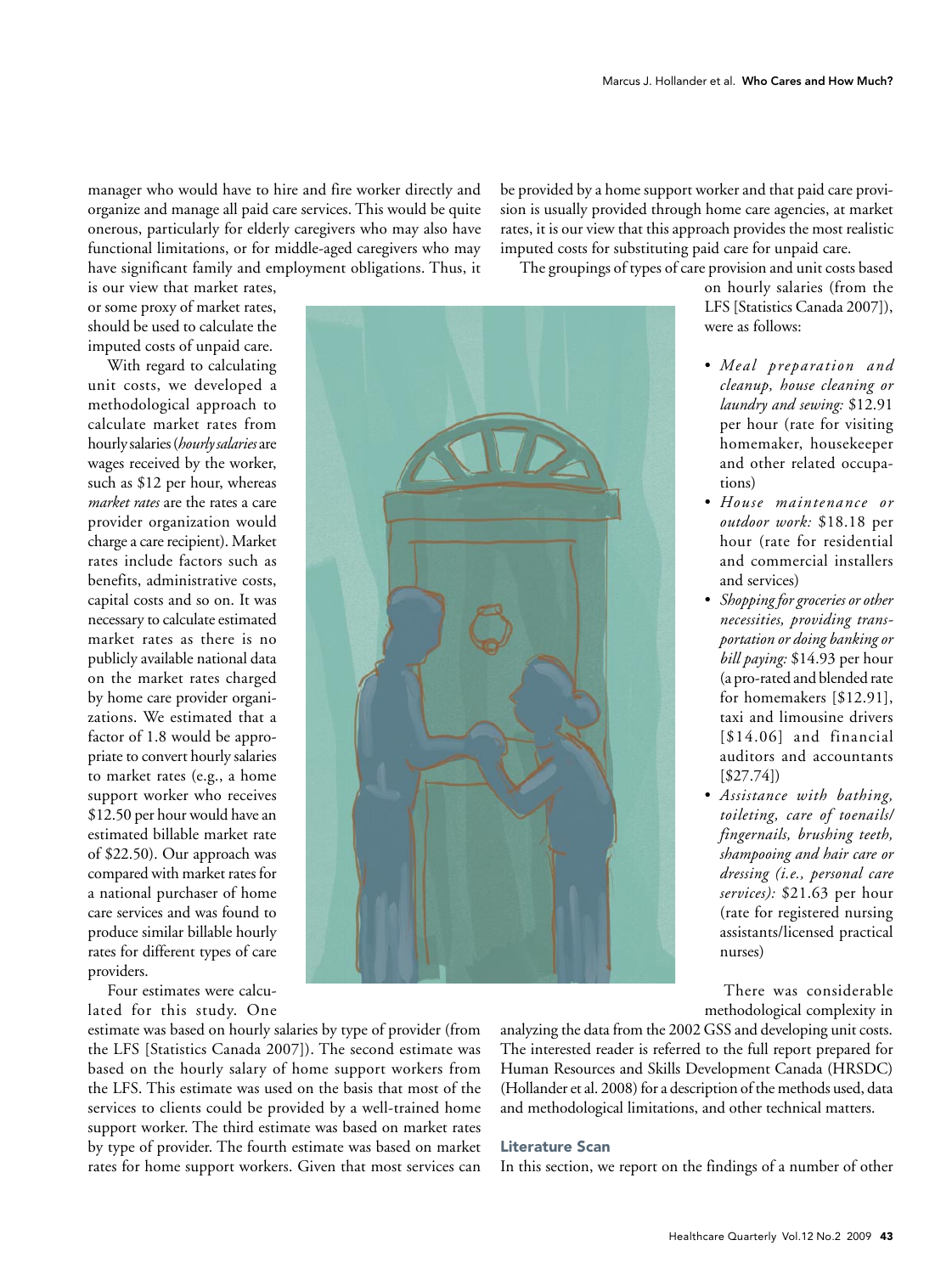manager who would have to hire and fire worker directly and organize and manage all paid care services. This would be quite onerous, particularly for elderly caregivers who may also have functional limitations, or for middle-aged caregivers who may have significant family and employment obligations. Thus, it is our view that market rates, or some proxy of market rates, should be used to calculate the imputed costs of unpaid care.

With regard to calculating unit costs, we developed a methodological approach to calculate market rates from hourly salaries (*hourly salaries* are wages received by the worker, such as $12 per hour, whereas *market rates* are the rates a care provider organization would charge a care recipient). Market rates include factors such as benefits, administrative costs, capital costs and so on. It was necessary to calculate estimated market rates as there is no publicly available national data on the market rates charged by home care provider organizations. We estimated that a factor of 1.8 would be appropriate to convert hourly salaries to market rates (e.g., a home support worker who receives $12.50 per hour would have an estimated billable market rate of $22.50). Our approach was compared with market rates for a national purchaser of home care services and was found to produce similar billable hourly rates for different types of care providers.

Four estimates were calculated for this study. One estimate was based on hourly salaries by type of provider (from the LFS [Statistics Canada 2007]). The second estimate was based on the hourly salary of home support workers from the LFS. This estimate was used on the basis that most of the services to clients could be provided by a well-trained home support worker. The third estimate was based on market rates by type of provider. The fourth estimate was based on market rates for home support workers. Given that most services can be provided by a home support worker and that paid care provision is usually provided through home care agencies, at market rates, it is our view that this approach provides the most realistic imputed costs for substituting paid care for unpaid care.

The groupings of types of care provision and unit costs based on hourly salaries (from the LFS [Statistics Canada 2007]), were as follows:

- *Meal preparation and cleanup, house cleaning or laundry and sewing:* $12.91 per hour (rate for visiting homemaker, housekeeper and other related occupations)
- *House maintenance or outdoor work:* $18.18 per hour (rate for residential and commercial installers and services)
- *Shopping for groceries or other necessities, providing transportation or doing banking or bill paying:* $14.93 per hour (a pro-rated and blended rate for homemakers [$12.91], taxi and limousine drivers [$14.06] and financial auditors and accountants [$27.74])
- *Assistance with bathing, toileting, care of toenails/fingernails, brushing teeth, shampooing and hair care or dressing (i.e., personal care services):* $21.63 per hour (rate for registered nursing assistants/licensed practical nurses)

There was considerable methodological complexity in analyzing the data from the 2002 GSS and developing unit costs. The interested reader is referred to the full report prepared for Human Resources and Skills Development Canada (HRSDC) (Hollander et al. 2008) for a description of the methods used, data and methodological limitations, and other technical matters.

## Literature Scan

In this section, we report on the findings of a number of other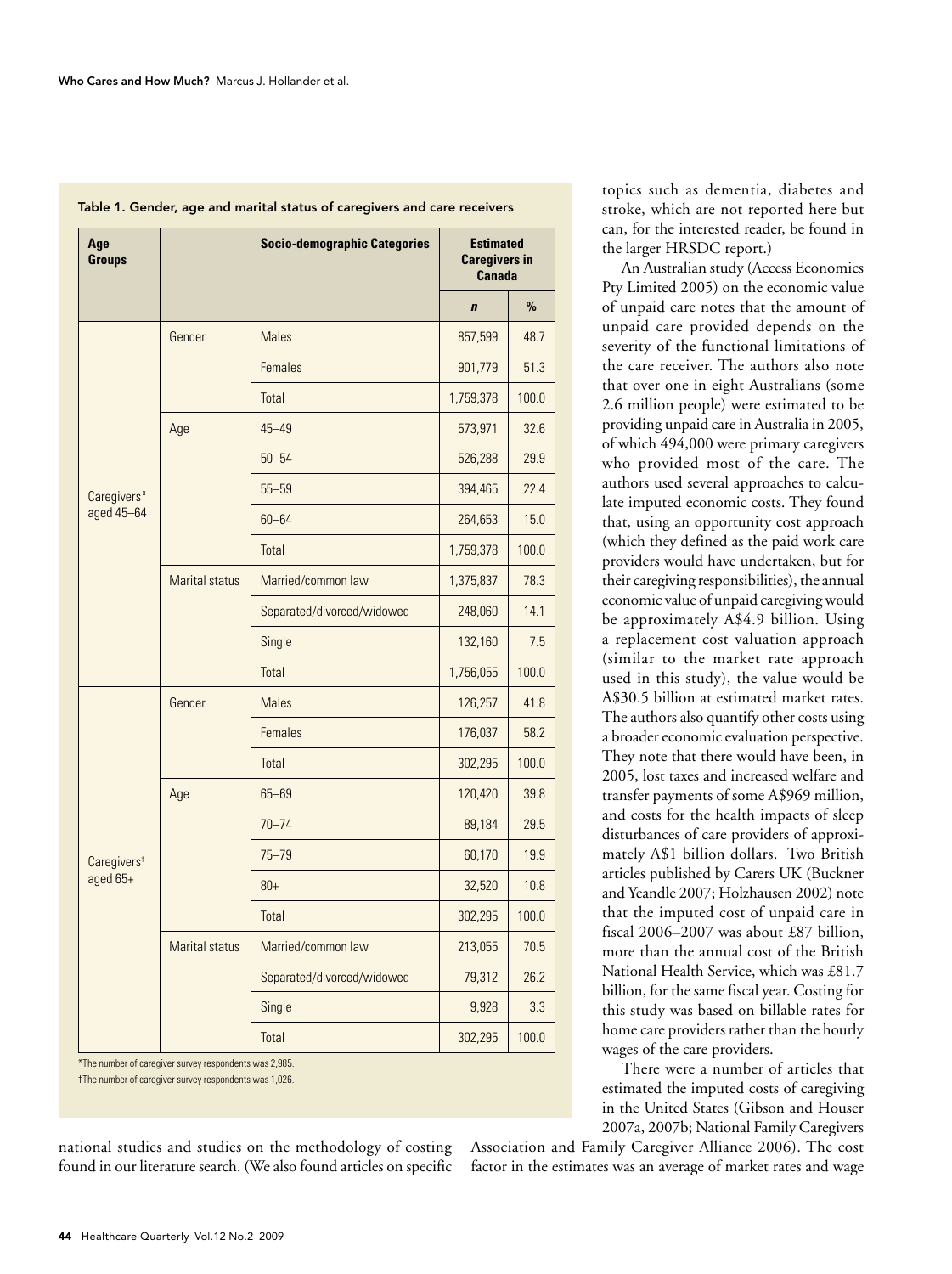Table 1. Gender, age and marital status of caregivers and care receivers

| Age Groups | | Socio-demographic Categories | Estimated Caregivers in Canada | |
|---|---|---|---|---|
| | | | *n* | % |
| Caregivers* aged 45–64 | Gender | Males | 857,599 | 48.7 |
| | | Females | 901,779 | 51.3 |
| | | Total | 1,759,378 | 100.0 |
| | Age | 45–49 | 573,971 | 32.6 |
| | | 50–54 | 526,288 | 29.9 |
| | | 55–59 | 394,465 | 22.4 |
| | | 60–64 | 264,653 | 15.0 |
| | | Total | 1,759,378 | 100.0 |
| | Marital status | Married/common law | 1,375,837 | 78.3 |
| | | Separated/divorced/widowed | 248,060 | 14.1 |
| | | Single | 132,160 | 7.5 |
| | | Total | 1,756,055 | 100.0 |
| Caregivers† aged 65+ | Gender | Males | 126,257 | 41.8 |
| | | Females | 176,037 | 58.2 |
| | | Total | 302,295 | 100.0 |
| | Age | 65–69 | 120,420 | 39.8 |
| | | 70–74 | 89,184 | 29.5 |
| | | 75–79 | 60,170 | 19.9 |
| | | 80+ | 32,520 | 10.8 |
| | | Total | 302,295 | 100.0 |
| | Marital status | Married/common law | 213,055 | 70.5 |
| | | Separated/divorced/widowed | 79,312 | 26.2 |
| | | Single | 9,928 | 3.3 |
| | | Total | 302,295 | 100.0 |

*The number of caregiver survey respondents was 2,985.

†The number of caregiver survey respondents was 1,026.

national studies and studies on the methodology of costing found in our literature search. (We also found articles on specific topics such as dementia, diabetes and stroke, which are not reported here but can, for the interested reader, be found in the larger HRSDC report.)

An Australian study (Access Economics Pty Limited 2005) on the economic value of unpaid care notes that the amount of unpaid care provided depends on the severity of the functional limitations of the care receiver. The authors also note that over one in eight Australians (some 2.6 million people) were estimated to be providing unpaid care in Australia in 2005, of which 494,000 were primary caregivers who provided most of the care. The authors used several approaches to calculate imputed economic costs. They found that, using an opportunity cost approach (which they defined as the paid work care providers would have undertaken, but for their caregiving responsibilities), the annual economic value of unpaid caregiving would be approximately A$4.9 billion. Using a replacement cost valuation approach (similar to the market rate approach used in this study), the value would be A$30.5 billion at estimated market rates. The authors also quantify other costs using a broader economic evaluation perspective. They note that there would have been, in 2005, lost taxes and increased welfare and transfer payments of some A$969 million, and costs for the health impacts of sleep disturbances of care providers of approximately A$1 billion dollars. Two British articles published by Carers UK (Buckner and Yeandle 2007; Holzhausen 2002) note that the imputed cost of unpaid care in fiscal 2006–2007 was about £87 billion, more than the annual cost of the British National Health Service, which was £81.7 billion, for the same fiscal year. Costing for this study was based on billable rates for home care providers rather than the hourly wages of the care providers.

There were a number of articles that estimated the imputed costs of caregiving in the United States (Gibson and Houser 2007a, 2007b; National Family Caregivers Association and Family Caregiver Alliance 2006). The cost factor in the estimates was an average of market rates and wage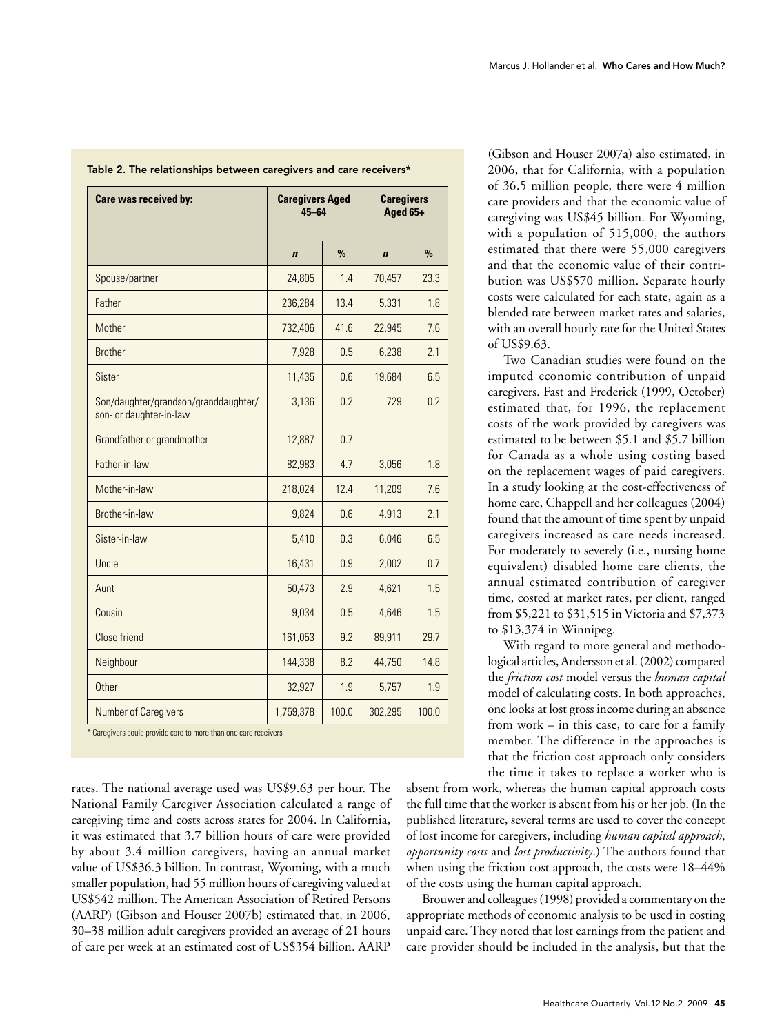Table 2. The relationships between caregivers and care receivers*

| Care was received by: | Caregivers Aged 45–64 | | Caregivers Aged 65+ | |
|---|---|---|---|---|
| | *n* | % | *n* | % |
| Spouse/partner | 24,805 | 1.4 | 70,457 | 23.3 |
| Father | 236,284 | 13.4 | 5,331 | 1.8 |
| Mother | 732,406 | 41.6 | 22,945 | 7.6 |
| Brother | 7,928 | 0.5 | 6,238 | 2.1 |
| Sister | 11,435 | 0.6 | 19,684 | 6.5 |
| Son/daughter/grandson/granddaughter/ son- or daughter-in-law | 3,136 | 0.2 | 729 | 0.2 |
| Grandfather or grandmother | 12,887 | 0.7 | – | – |
| Father-in-law | 82,983 | 4.7 | 3,056 | 1.8 |
| Mother-in-law | 218,024 | 12.4 | 11,209 | 7.6 |
| Brother-in-law | 9,824 | 0.6 | 4,913 | 2.1 |
| Sister-in-law | 5,410 | 0.3 | 6,046 | 6.5 |
| Uncle | 16,431 | 0.9 | 2,002 | 0.7 |
| Aunt | 50,473 | 2.9 | 4,621 | 1.5 |
| Cousin | 9,034 | 0.5 | 4,646 | 1.5 |
| Close friend | 161,053 | 9.2 | 89,911 | 29.7 |
| Neighbour | 144,338 | 8.2 | 44,750 | 14.8 |
| Other | 32,927 | 1.9 | 5,757 | 1.9 |
| Number of Caregivers | 1,759,378 | 100.0 | 302,295 | 100.0 |

\* Caregivers could provide care to more than one care receivers

rates. The national average used was US$9.63 per hour. The National Family Caregiver Association calculated a range of caregiving time and costs across states for 2004. In California, it was estimated that 3.7 billion hours of care were provided by about 3.4 million caregivers, having an annual market value of US$36.3 billion. In contrast, Wyoming, with a much smaller population, had 55 million hours of caregiving valued at US$542 million. The American Association of Retired Persons (AARP) (Gibson and Houser 2007b) estimated that, in 2006, 30–38 million adult caregivers provided an average of 21 hours of care per week at an estimated cost of US$354 billion. AARP (Gibson and Houser 2007a) also estimated, in 2006, that for California, with a population of 36.5 million people, there were 4 million care providers and that the economic value of caregiving was US$45 billion. For Wyoming, with a population of 515,000, the authors estimated that there were 55,000 caregivers and that the economic value of their contribution was US$570 million. Separate hourly costs were calculated for each state, again as a blended rate between market rates and salaries, with an overall hourly rate for the United States of US$9.63.

Two Canadian studies were found on the imputed economic contribution of unpaid caregivers. Fast and Frederick (1999, October) estimated that, for 1996, the replacement costs of the work provided by caregivers was estimated to be between $5.1 and $5.7 billion for Canada as a whole using costing based on the replacement wages of paid caregivers. In a study looking at the cost-effectiveness of home care, Chappell and her colleagues (2004) found that the amount of time spent by unpaid caregivers increased as care needs increased. For moderately to severely (i.e., nursing home equivalent) disabled home care clients, the annual estimated contribution of caregiver time, costed at market rates, per client, ranged from $5,221 to $31,515 in Victoria and $7,373 to $13,374 in Winnipeg.

With regard to more general and methodological articles, Andersson et al. (2002) compared the *friction cost* model versus the *human capital* model of calculating costs. In both approaches, one looks at lost gross income during an absence from work – in this case, to care for a family member. The difference in the approaches is that the friction cost approach only considers the time it takes to replace a worker who is absent from work, whereas the human capital approach costs the full time that the worker is absent from his or her job. (In the published literature, several terms are used to cover the concept of lost income for caregivers, including *human capital approach*, *opportunity costs* and *lost productivity*.) The authors found that when using the friction cost approach, the costs were 18–44% of the costs using the human capital approach.

Brouwer and colleagues (1998) provided a commentary on the appropriate methods of economic analysis to be used in costing unpaid care. They noted that lost earnings from the patient and care provider should be included in the analysis, but that the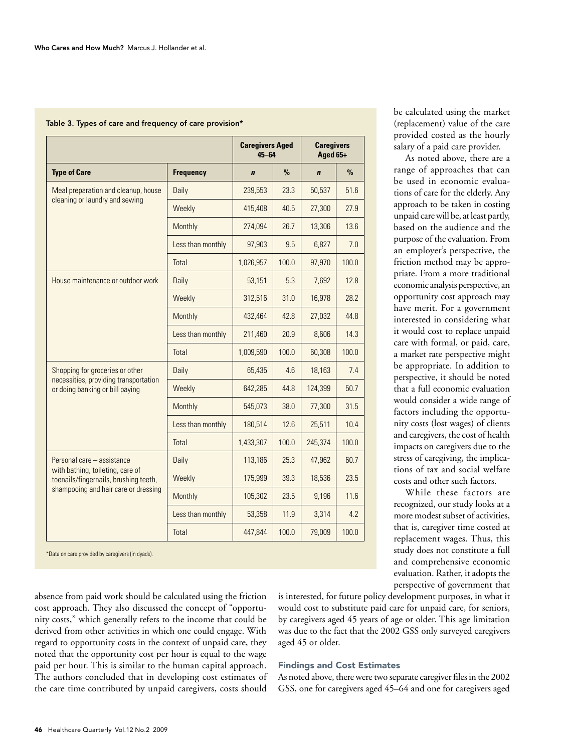Table 3. Types of care and frequency of care provision*

| | | Caregivers Aged 45–64 | | Caregivers Aged 65+ | |
|---|---|---|---|---|---|
| **Type of Care** | **Frequency** | ***n*** | **%** | ***n*** | **%** |
| Meal preparation and cleanup, house cleaning or laundry and sewing | Daily | 239,553 | 23.3 | 50,537 | 51.6 |
| | Weekly | 415,408 | 40.5 | 27,300 | 27.9 |
| | Monthly | 274,094 | 26.7 | 13,306 | 13.6 |
| | Less than monthly | 97,903 | 9.5 | 6,827 | 7.0 |
| | Total | 1,026,957 | 100.0 | 97,970 | 100.0 |
| House maintenance or outdoor work | Daily | 53,151 | 5.3 | 7,692 | 12.8 |
| | Weekly | 312,516 | 31.0 | 16,978 | 28.2 |
| | Monthly | 432,464 | 42.8 | 27,032 | 44.8 |
| | Less than monthly | 211,460 | 20.9 | 8,606 | 14.3 |
| | Total | 1,009,590 | 100.0 | 60,308 | 100.0 |
| Shopping for groceries or other necessities, providing transportation or doing banking or bill paying | Daily | 65,435 | 4.6 | 18,163 | 7.4 |
| | Weekly | 642,285 | 44.8 | 124,399 | 50.7 |
| | Monthly | 545,073 | 38.0 | 77,300 | 31.5 |
| | Less than monthly | 180,514 | 12.6 | 25,511 | 10.4 |
| | Total | 1,433,307 | 100.0 | 245,374 | 100.0 |
| Personal care – assistance with bathing, toileting, care of toenails/fingernails, brushing teeth, shampooing and hair care or dressing | Daily | 113,186 | 25.3 | 47,962 | 60.7 |
| | Weekly | 175,999 | 39.3 | 18,536 | 23.5 |
| | Monthly | 105,302 | 23.5 | 9,196 | 11.6 |
| | Less than monthly | 53,358 | 11.9 | 3,314 | 4.2 |
| | Total | 447,844 | 100.0 | 79,009 | 100.0 |

*Data on care provided by caregivers (in dyads).

absence from paid work should be calculated using the friction cost approach. They also discussed the concept of "opportunity costs," which generally refers to the income that could be derived from other activities in which one could engage. With regard to opportunity costs in the context of unpaid care, they noted that the opportunity cost per hour is equal to the wage paid per hour. This is similar to the human capital approach. The authors concluded that in developing cost estimates of the care time contributed by unpaid caregivers, costs should be calculated using the market (replacement) value of the care provided costed as the hourly salary of a paid care provider.

As noted above, there are a range of approaches that can be used in economic evaluations of care for the elderly. Any approach to be taken in costing unpaid care will be, at least partly, based on the audience and the purpose of the evaluation. From an employer's perspective, the friction method may be appropriate. From a more traditional economic analysis perspective, an opportunity cost approach may have merit. For a government interested in considering what it would cost to replace unpaid care with formal, or paid, care, a market rate perspective might be appropriate. In addition to perspective, it should be noted that a full economic evaluation would consider a wide range of factors including the opportunity costs (lost wages) of clients and caregivers, the cost of health impacts on caregivers due to the stress of caregiving, the implications of tax and social welfare costs and other such factors.

While these factors are recognized, our study looks at a more modest subset of activities, that is, caregiver time costed at replacement wages. Thus, this study does not constitute a full and comprehensive economic evaluation. Rather, it adopts the perspective of government that is interested, for future policy development purposes, in what it would cost to substitute paid care for unpaid care, for seniors, by caregivers aged 45 years of age or older. This age limitation was due to the fact that the 2002 GSS only surveyed caregivers aged 45 or older.

## Findings and Cost Estimates

As noted above, there were two separate caregiver files in the 2002 GSS, one for caregivers aged 45–64 and one for caregivers aged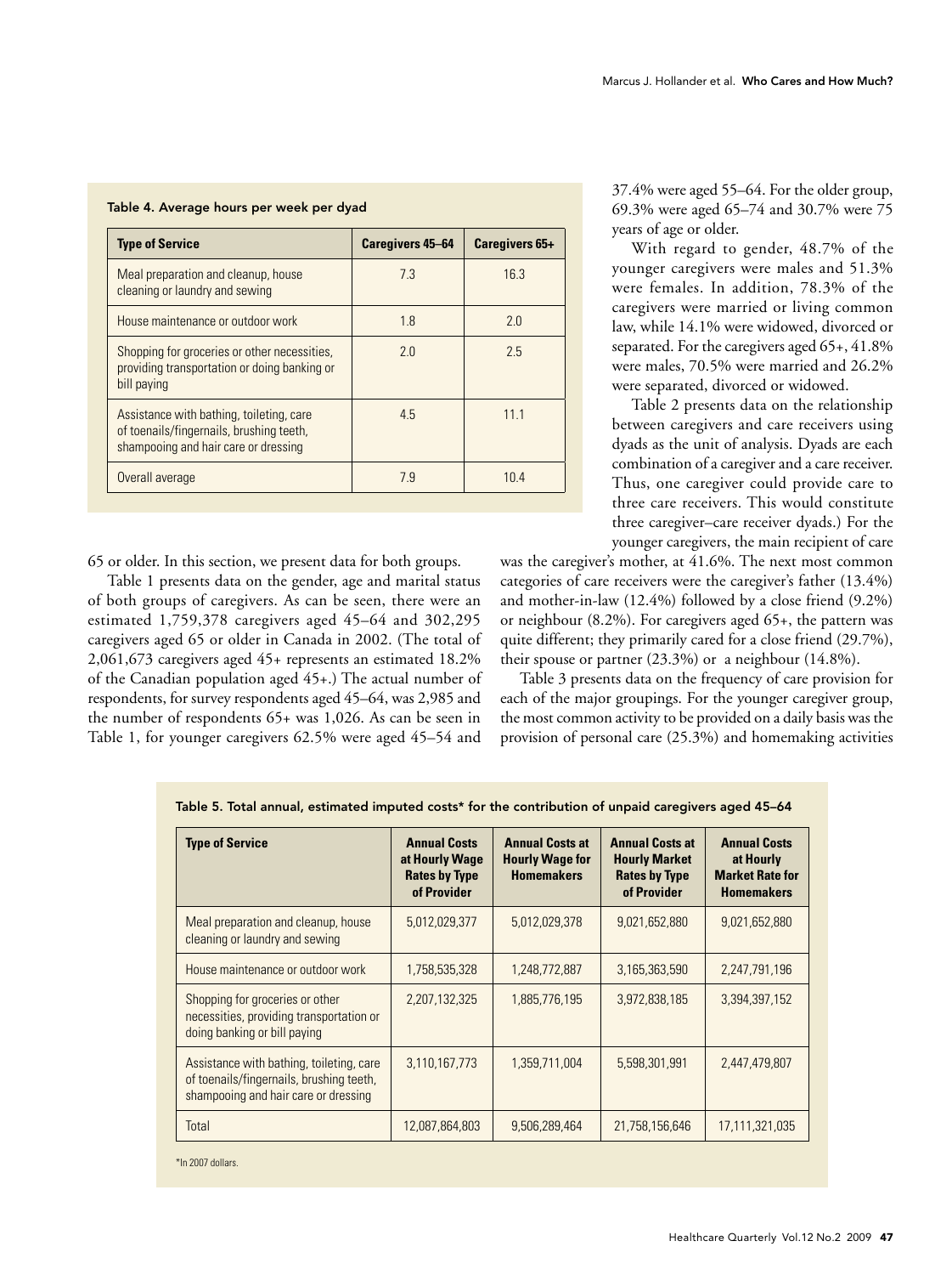Table 4. Average hours per week per dyad

| Type of Service | Caregivers 45–64 | Caregivers 65+ |
|---|---|---|
| Meal preparation and cleanup, house cleaning or laundry and sewing | 7.3 | 16.3 |
| House maintenance or outdoor work | 1.8 | 2.0 |
| Shopping for groceries or other necessities, providing transportation or doing banking or bill paying | 2.0 | 2.5 |
| Assistance with bathing, toileting, care of toenails/fingernails, brushing teeth, shampooing and hair care or dressing | 4.5 | 11.1 |
| Overall average | 7.9 | 10.4 |

65 or older. In this section, we present data for both groups.

Table 1 presents data on the gender, age and marital status of both groups of caregivers. As can be seen, there were an estimated 1,759,378 caregivers aged 45–64 and 302,295 caregivers aged 65 or older in Canada in 2002. (The total of 2,061,673 caregivers aged 45+ represents an estimated 18.2% of the Canadian population aged 45+.) The actual number of respondents, for survey respondents aged 45–64, was 2,985 and the number of respondents 65+ was 1,026. As can be seen in Table 1, for younger caregivers 62.5% were aged 45–54 and 37.4% were aged 55–64. For the older group, 69.3% were aged 65–74 and 30.7% were 75 years of age or older.

With regard to gender, 48.7% of the younger caregivers were males and 51.3% were females. In addition, 78.3% of the caregivers were married or living common law, while 14.1% were widowed, divorced or separated. For the caregivers aged 65+, 41.8% were males, 70.5% were married and 26.2% were separated, divorced or widowed.

Table 2 presents data on the relationship between caregivers and care receivers using dyads as the unit of analysis. Dyads are each combination of a caregiver and a care receiver. Thus, one caregiver could provide care to three care receivers. This would constitute three caregiver–care receiver dyads.) For the younger caregivers, the main recipient of care was the caregiver's mother, at 41.6%. The next most common categories of care receivers were the caregiver's father (13.4%) and mother-in-law (12.4%) followed by a close friend (9.2%) or neighbour (8.2%). For caregivers aged 65+, the pattern was quite different; they primarily cared for a close friend (29.7%), their spouse or partner (23.3%) or a neighbour (14.8%).

Table 3 presents data on the frequency of care provision for each of the major groupings. For the younger caregiver group, the most common activity to be provided on a daily basis was the provision of personal care (25.3%) and homemaking activities

Table 5. Total annual, estimated imputed costs* for the contribution of unpaid caregivers aged 45–64

| Type of Service | Annual Costs at Hourly Wage Rates by Type of Provider | Annual Costs at Hourly Wage for Homemakers | Annual Costs at Hourly Market Rates by Type of Provider | Annual Costs at Hourly Market Rate for Homemakers |
|---|---|---|---|---|
| Meal preparation and cleanup, house cleaning or laundry and sewing | 5,012,029,377 | 5,012,029,378 | 9,021,652,880 | 9,021,652,880 |
| House maintenance or outdoor work | 1,758,535,328 | 1,248,772,887 | 3,165,363,590 | 2,247,791,196 |
| Shopping for groceries or other necessities, providing transportation or doing banking or bill paying | 2,207,132,325 | 1,885,776,195 | 3,972,838,185 | 3,394,397,152 |
| Assistance with bathing, toileting, care of toenails/fingernails, brushing teeth, shampooing and hair care or dressing | 3,110,167,773 | 1,359,711,004 | 5,598,301,991 | 2,447,479,807 |
| Total | 12,087,864,803 | 9,506,289,464 | 21,758,156,646 | 17,111,321,035 |

*In 2007 dollars.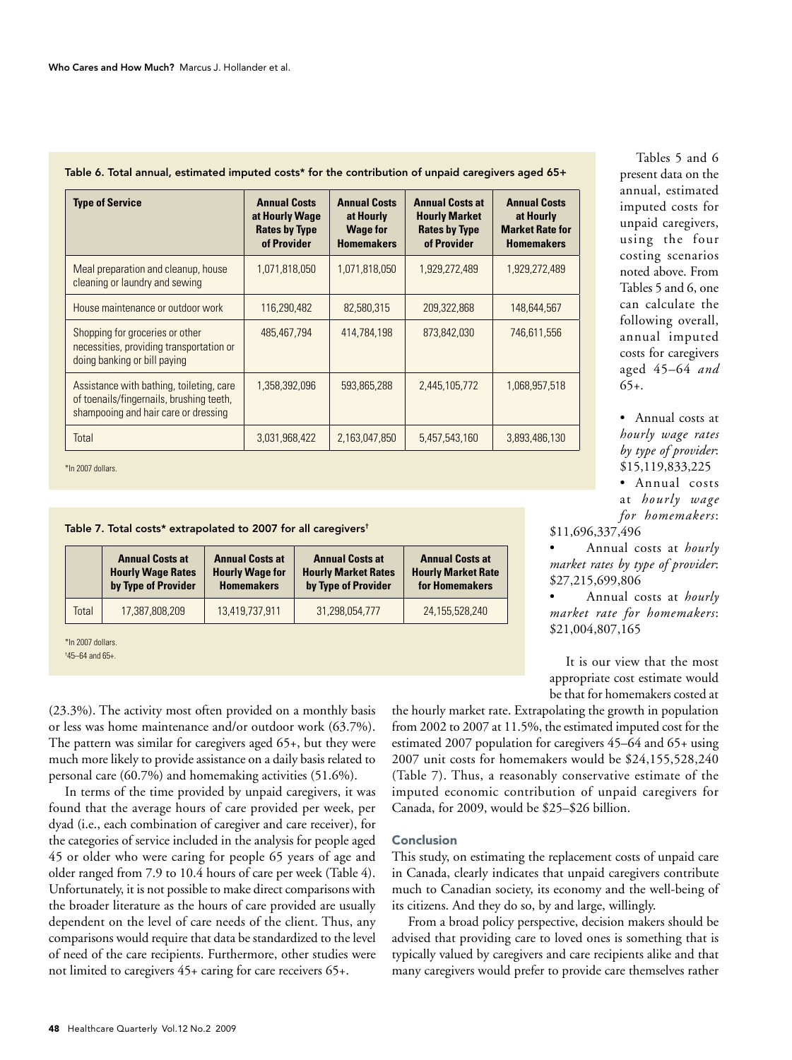Table 6. Total annual, estimated imputed costs* for the contribution of unpaid caregivers aged 65+

| Type of Service | Annual Costs at Hourly Wage Rates by Type of Provider | Annual Costs at Hourly Wage for Homemakers | Annual Costs at Hourly Market Rates by Type of Provider | Annual Costs at Hourly Market Rate for Homemakers |
|---|---|---|---|---|
| Meal preparation and cleanup, house cleaning or laundry and sewing | 1,071,818,050 | 1,071,818,050 | 1,929,272,489 | 1,929,272,489 |
| House maintenance or outdoor work | 116,290,482 | 82,580,315 | 209,322,868 | 148,644,567 |
| Shopping for groceries or other necessities, providing transportation or doing banking or bill paying | 485,467,794 | 414,784,198 | 873,842,030 | 746,611,556 |
| Assistance with bathing, toileting, care of toenails/fingernails, brushing teeth, shampooing and hair care or dressing | 1,358,392,096 | 593,865,288 | 2,445,105,772 | 1,068,957,518 |
| Total | 3,031,968,422 | 2,163,047,850 | 5,457,543,160 | 3,893,486,130 |

*In 2007 dollars.

Table 7. Total costs* extrapolated to 2007 for all caregivers†

| | Annual Costs at Hourly Wage Rates by Type of Provider | Annual Costs at Hourly Wage for Homemakers | Annual Costs at Hourly Market Rates by Type of Provider | Annual Costs at Hourly Market Rate for Homemakers |
|---|---|---|---|---|
| Total | 17,387,808,209 | 13,419,737,911 | 31,298,054,777 | 24,155,528,240 |

*In 2007 dollars.
†45–64 and 65+.

(23.3%). The activity most often provided on a monthly basis or less was home maintenance and/or outdoor work (63.7%). The pattern was similar for caregivers aged 65+, but they were much more likely to provide assistance on a daily basis related to personal care (60.7%) and homemaking activities (51.6%).

In terms of the time provided by unpaid caregivers, it was found that the average hours of care provided per week, per dyad (i.e., each combination of caregiver and care receiver), for the categories of service included in the analysis for people aged 45 or older who were caring for people 65 years of age and older ranged from 7.9 to 10.4 hours of care per week (Table 4). Unfortunately, it is not possible to make direct comparisons with the broader literature as the hours of care provided are usually dependent on the level of care needs of the client. Thus, any comparisons would require that data be standardized to the level of need of the care recipients. Furthermore, other studies were not limited to caregivers 45+ caring for care receivers 65+.

Tables 5 and 6 present data on the annual, estimated imputed costs for unpaid caregivers, using the four costing scenarios noted above. From Tables 5 and 6, one can calculate the following overall, annual imputed costs for caregivers aged 45–64 *and* 65+.

- Annual costs at *hourly wage rates by type of provider*: $15,119,833,225
- Annual costs at *hourly wage for homemakers*: $11,696,337,496
- Annual costs at *hourly market rates by type of provider*: $27,215,699,806
- Annual costs at *hourly market rate for homemakers*: $21,004,807,165

It is our view that the most appropriate cost estimate would be that for homemakers costed at the hourly market rate. Extrapolating the growth in population from 2002 to 2007 at 11.5%, the estimated imputed cost for the estimated 2007 population for caregivers 45–64 and 65+ using 2007 unit costs for homemakers would be $24,155,528,240 (Table 7). Thus, a reasonably conservative estimate of the imputed economic contribution of unpaid caregivers for Canada, for 2009, would be $25–$26 billion.

## Conclusion

This study, on estimating the replacement costs of unpaid care in Canada, clearly indicates that unpaid caregivers contribute much to Canadian society, its economy and the well-being of its citizens. And they do so, by and large, willingly.

From a broad policy perspective, decision makers should be advised that providing care to loved ones is something that is typically valued by caregivers and care recipients alike and that many caregivers would prefer to provide care themselves rather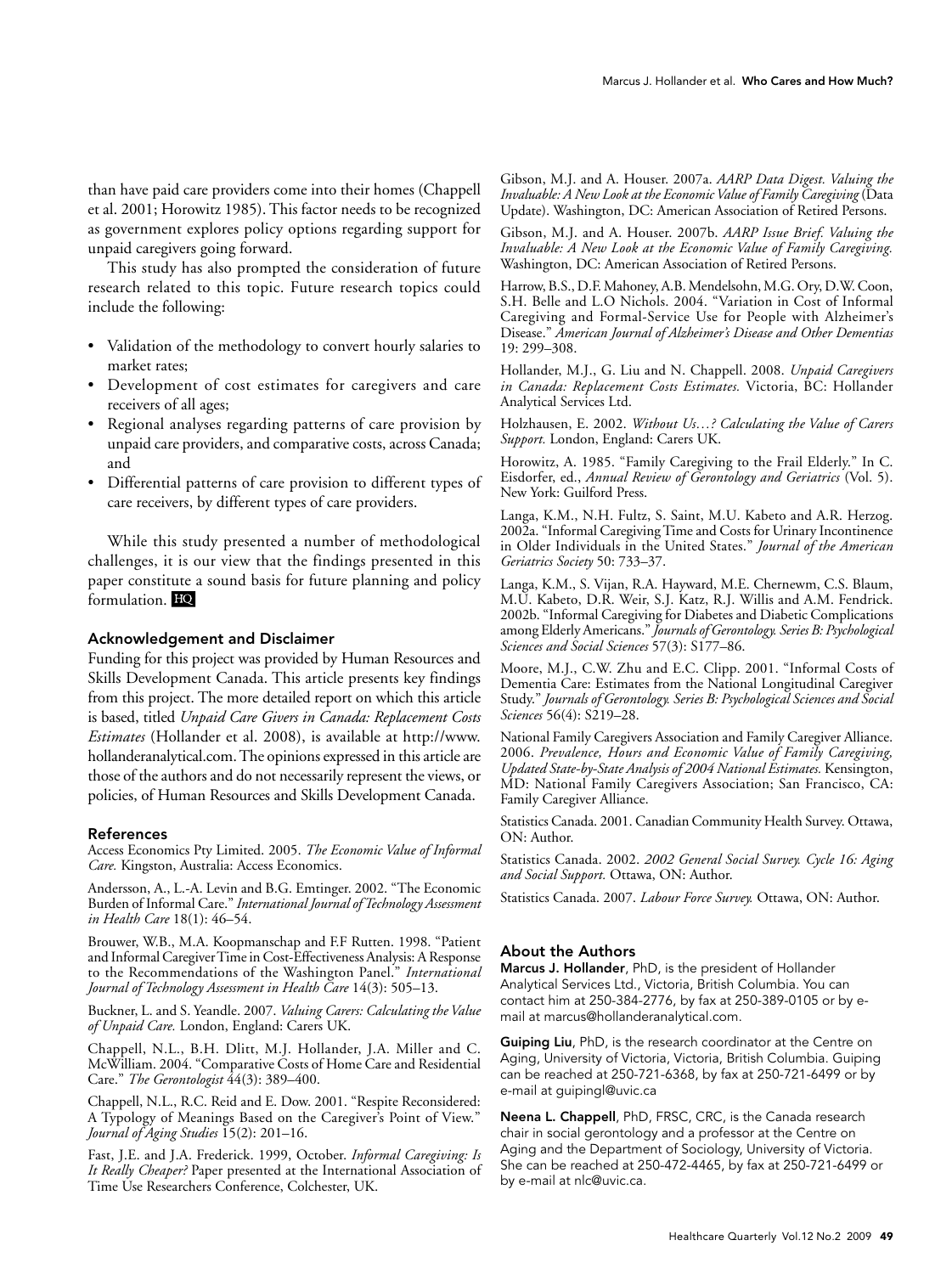than have paid care providers come into their homes (Chappell et al. 2001; Horowitz 1985). This factor needs to be recognized as government explores policy options regarding support for unpaid caregivers going forward.

This study has also prompted the consideration of future research related to this topic. Future research topics could include the following:

- Validation of the methodology to convert hourly salaries to market rates;
- Development of cost estimates for caregivers and care receivers of all ages;
- Regional analyses regarding patterns of care provision by unpaid care providers, and comparative costs, across Canada; and
- Differential patterns of care provision to different types of care receivers, by different types of care providers.

While this study presented a number of methodological challenges, it is our view that the findings presented in this paper constitute a sound basis for future planning and policy formulation. HQ

### Acknowledgement and Disclaimer

Funding for this project was provided by Human Resources and Skills Development Canada. This article presents key findings from this project. The more detailed report on which this article is based, titled *Unpaid Care Givers in Canada: Replacement Costs Estimates* (Hollander et al. 2008), is available at http://www.hollanderanalytical.com. The opinions expressed in this article are those of the authors and do not necessarily represent the views, or policies, of Human Resources and Skills Development Canada.

### References

Access Economics Pty Limited. 2005. *The Economic Value of Informal Care.* Kingston, Australia: Access Economics.

Andersson, A., L.-A. Levin and B.G. Emtinger. 2002. "The Economic Burden of Informal Care." *International Journal of Technology Assessment in Health Care* 18(1): 46–54.

Brouwer, W.B., M.A. Koopmanschap and F.F Rutten. 1998. "Patient and Informal Caregiver Time in Cost-Effectiveness Analysis: A Response to the Recommendations of the Washington Panel." *International Journal of Technology Assessment in Health Care* 14(3): 505–13.

Buckner, L. and S. Yeandle. 2007. *Valuing Carers: Calculating the Value of Unpaid Care.* London, England: Carers UK.

Chappell, N.L., B.H. Dlitt, M.J. Hollander, J.A. Miller and C. McWilliam. 2004. "Comparative Costs of Home Care and Residential Care." *The Gerontologist* 44(3): 389–400.

Chappell, N.L., R.C. Reid and E. Dow. 2001. "Respite Reconsidered: A Typology of Meanings Based on the Caregiver's Point of View." *Journal of Aging Studies* 15(2): 201–16.

Fast, J.E. and J.A. Frederick. 1999, October. *Informal Caregiving: Is It Really Cheaper?* Paper presented at the International Association of Time Use Researchers Conference, Colchester, UK.

Gibson, M.J. and A. Houser. 2007a. *AARP Data Digest. Valuing the Invaluable: A New Look at the Economic Value of Family Caregiving* (Data Update). Washington, DC: American Association of Retired Persons.

Gibson, M.J. and A. Houser. 2007b. *AARP Issue Brief. Valuing the Invaluable: A New Look at the Economic Value of Family Caregiving.* Washington, DC: American Association of Retired Persons.

Harrow, B.S., D.F. Mahoney, A.B. Mendelsohn, M.G. Ory, D.W. Coon, S.H. Belle and L.O Nichols. 2004. "Variation in Cost of Informal Caregiving and Formal-Service Use for People with Alzheimer's Disease." *American Journal of Alzheimer's Disease and Other Dementias* 19: 299–308.

Hollander, M.J., G. Liu and N. Chappell. 2008. *Unpaid Caregivers in Canada: Replacement Costs Estimates.* Victoria, BC: Hollander Analytical Services Ltd.

Holzhausen, E. 2002. *Without Us…? Calculating the Value of Carers Support.* London, England: Carers UK.

Horowitz, A. 1985. "Family Caregiving to the Frail Elderly." In C. Eisdorfer, ed., *Annual Review of Gerontology and Geriatrics* (Vol. 5). New York: Guilford Press.

Langa, K.M., N.H. Fultz, S. Saint, M.U. Kabeto and A.R. Herzog. 2002a. "Informal Caregiving Time and Costs for Urinary Incontinence in Older Individuals in the United States." *Journal of the American Geriatrics Society* 50: 733–37.

Langa, K.M., S. Vijan, R.A. Hayward, M.E. Chernewm, C.S. Blaum, M.U. Kabeto, D.R. Weir, S.J. Katz, R.J. Willis and A.M. Fendrick. 2002b. "Informal Caregiving for Diabetes and Diabetic Complications among Elderly Americans." *Journals of Gerontology. Series B: Psychological Sciences and Social Sciences* 57(3): S177–86.

Moore, M.J., C.W. Zhu and E.C. Clipp. 2001. "Informal Costs of Dementia Care: Estimates from the National Longitudinal Caregiver Study." *Journals of Gerontology. Series B: Psychological Sciences and Social Sciences* 56(4): S219–28.

National Family Caregivers Association and Family Caregiver Alliance. 2006. *Prevalence, Hours and Economic Value of Family Caregiving, Updated State-by-State Analysis of 2004 National Estimates.* Kensington, MD: National Family Caregivers Association; San Francisco, CA: Family Caregiver Alliance.

Statistics Canada. 2001. Canadian Community Health Survey. Ottawa, ON: Author.

Statistics Canada. 2002. *2002 General Social Survey. Cycle 16: Aging and Social Support.* Ottawa, ON: Author.

Statistics Canada. 2007. *Labour Force Survey.* Ottawa, ON: Author.

### About the Authors

**Marcus J. Hollander**, PhD, is the president of Hollander Analytical Services Ltd., Victoria, British Columbia. You can contact him at 250-384-2776, by fax at 250-389-0105 or by e-mail at marcus@hollanderanalytical.com.

**Guiping Liu**, PhD, is the research coordinator at the Centre on Aging, University of Victoria, Victoria, British Columbia. Guiping can be reached at 250-721-6368, by fax at 250-721-6499 or by e-mail at guipingl@uvic.ca

**Neena L. Chappell**, PhD, FRSC, CRC, is the Canada research chair in social gerontology and a professor at the Centre on Aging and the Department of Sociology, University of Victoria. She can be reached at 250-472-4465, by fax at 250-721-6499 or by e-mail at nlc@uvic.ca.